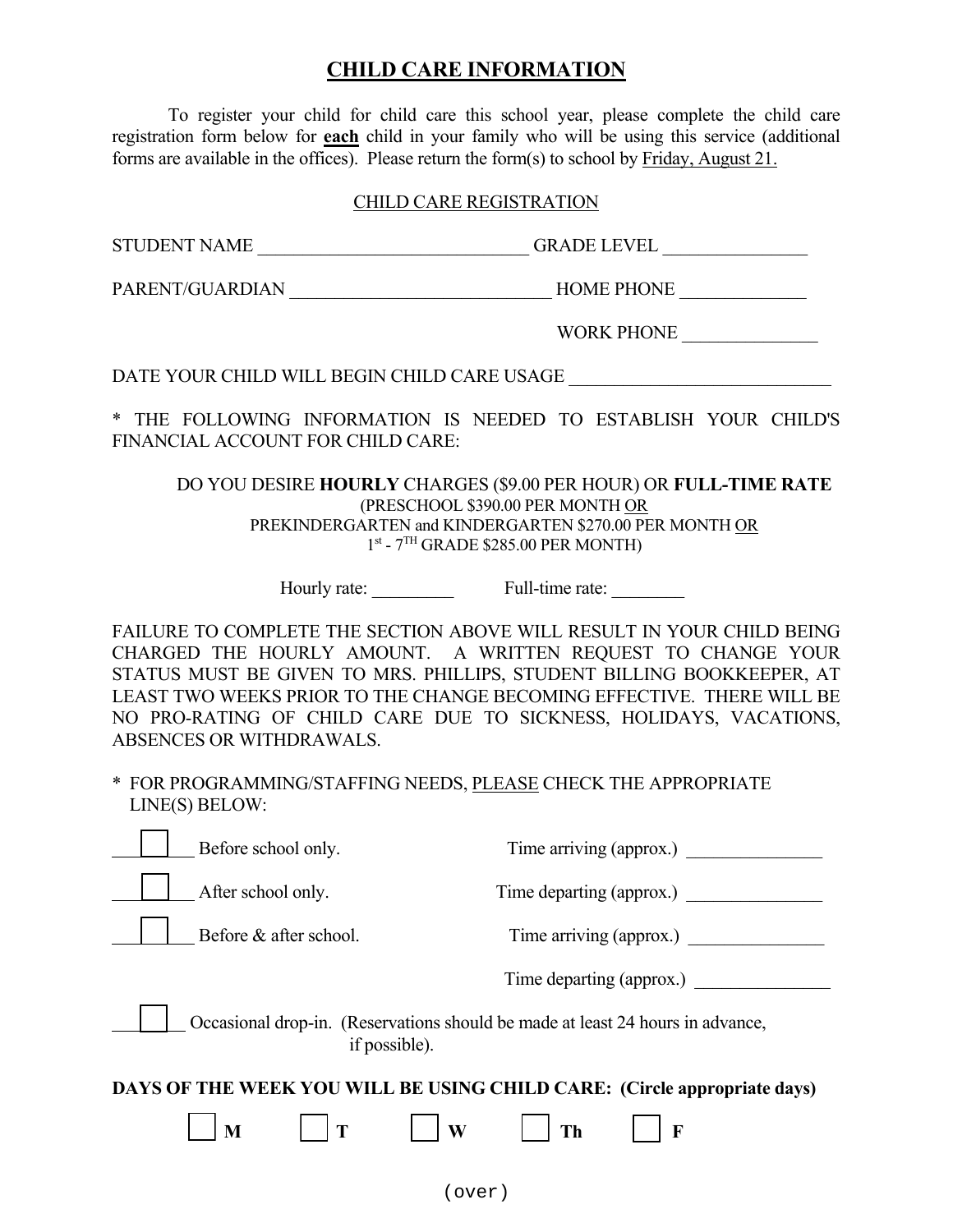# CHILD CARE INFORMATION

To register your child for child care this school year, please complete the child care registration form below for **each** child in your family who will be using this service (additional forms are available in the offices). Please return the form(s) to school by Friday, August 21.

## CHILD CARE REGISTRATION

STUDENT NAME ______________________________ GRADE LEVEL ________________

PARENT/GUARDIAN _____________________________ HOME PHONE ______________

WORK PHONE _______________

DATE YOUR CHILD WILL BEGIN CHILD CARE USAGE _____________________________

* THE FOLLOWING INFORMATION IS NEEDED TO ESTABLISH YOUR CHILD'S FINANCIAL ACCOUNT FOR CHILD CARE:

DO YOU DESIRE **HOURLY** CHARGES ($9.00 PER HOUR) OR **FULL-TIME RATE**
(PRESCHOOL $390.00 PER MONTH OR
PREKINDERGARTEN and KINDERGARTEN $270.00 PER MONTH OR
1st - 7TH GRADE $285.00 PER MONTH)

Hourly rate: _________ Full-time rate: ________

FAILURE TO COMPLETE THE SECTION ABOVE WILL RESULT IN YOUR CHILD BEING CHARGED THE HOURLY AMOUNT. A WRITTEN REQUEST TO CHANGE YOUR STATUS MUST BE GIVEN TO MRS. PHILLIPS, STUDENT BILLING BOOKKEEPER, AT LEAST TWO WEEKS PRIOR TO THE CHANGE BECOMING EFFECTIVE. THERE WILL BE NO PRO-RATING OF CHILD CARE DUE TO SICKNESS, HOLIDAYS, VACATIONS, ABSENCES OR WITHDRAWALS.

* FOR PROGRAMMING/STAFFING NEEDS, PLEASE CHECK THE APPROPRIATE LINE(S) BELOW:

☐ Before school only. Time arriving (approx.) _______________

☐ After school only. Time departing (approx.) _______________

☐ Before & after school. Time arriving (approx.) _______________

Time departing (approx.) _______________

☐ Occasional drop-in. (Reservations should be made at least 24 hours in advance, if possible).

**DAYS OF THE WEEK YOU WILL BE USING CHILD CARE: (Circle appropriate days)**

☐ **M** ☐ **T** ☐ **W** ☐ **Th** ☐ **F**

(over)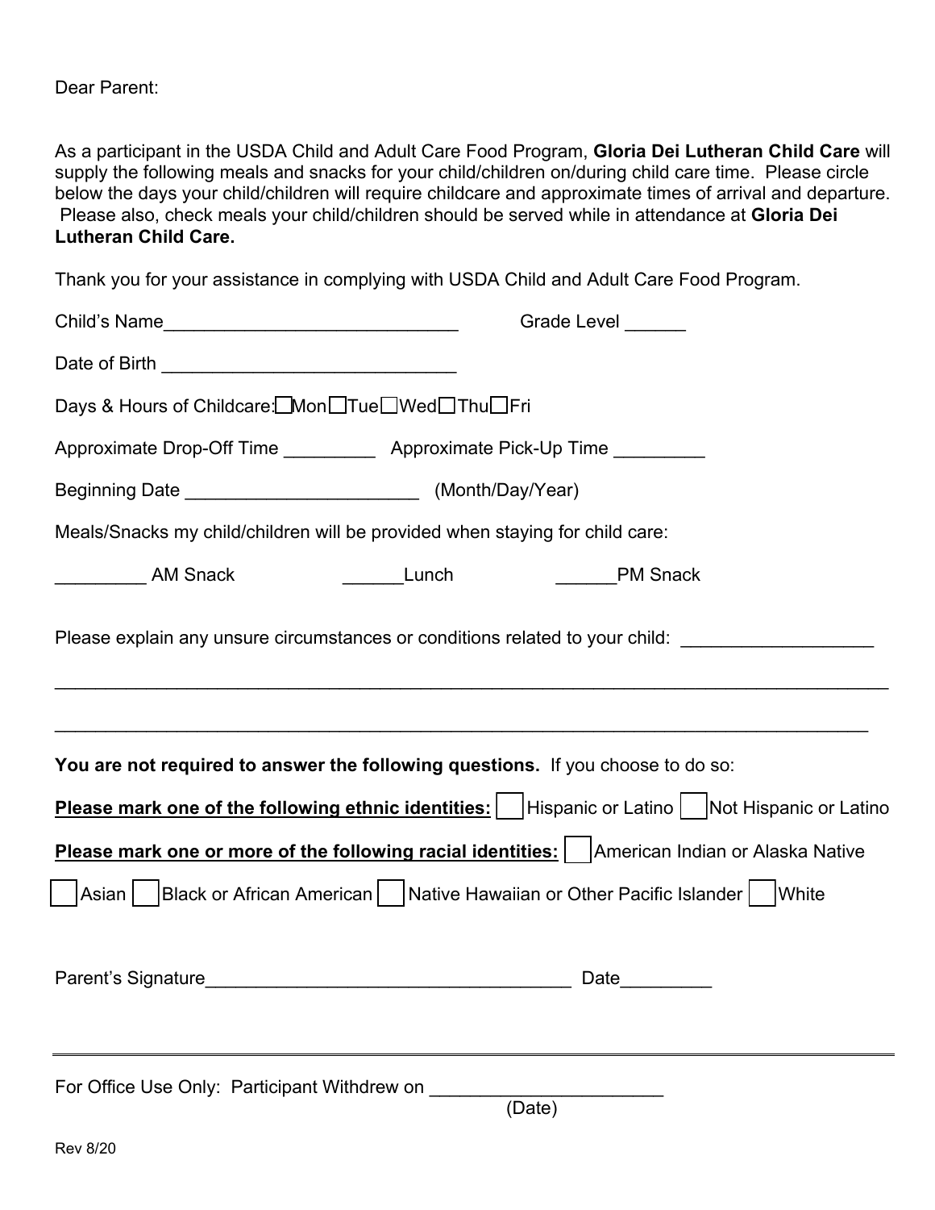Dear Parent:

As a participant in the USDA Child and Adult Care Food Program, **Gloria Dei Lutheran Child Care** will supply the following meals and snacks for your child/children on/during child care time. Please circle below the days your child/children will require childcare and approximate times of arrival and departure. Please also, check meals your child/children should be served while in attendance at **Gloria Dei Lutheran Child Care.**

Thank you for your assistance in complying with USDA Child and Adult Care Food Program.

Child's Name_____________________________ Grade Level ______

Date of Birth _____________________________

Days & Hours of Childcare: ☐ Mon ☐ Tue ☐ Wed ☐ Thu ☐ Fri

Approximate Drop-Off Time _________ Approximate Pick-Up Time _________

Beginning Date _______________________ (Month/Day/Year)

Meals/Snacks my child/children will be provided when staying for child care:

_________ AM Snack ______Lunch ______PM Snack

Please explain any unsure circumstances or conditions related to your child: ___________________

_______________________________________________________________________________

_______________________________________________________________________________

**You are not required to answer the following questions.** If you choose to do so:

**<u>Please mark one of the following ethnic identities:</u>** ☐ Hispanic or Latino ☐ Not Hispanic or Latino

**<u>Please mark one or more of the following racial identities:</u>** ☐ American Indian or Alaska Native

☐ Asian ☐ Black or African American ☐ Native Hawaiian or Other Pacific Islander ☐ White

Parent's Signature____________________________________ Date_________

---

For Office Use Only: Participant Withdrew on ______________________
(Date)

Rev 8/20